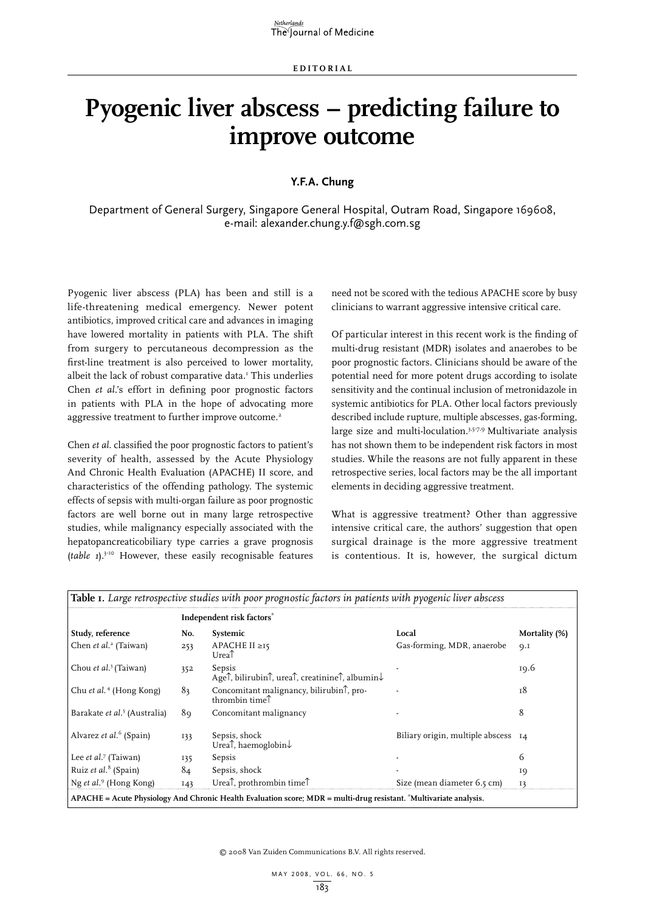EDITORIAL

# Pyogenic liver abscess – predicting failure to improve outcome

**Y.F.A. Chung**

Department of General Surgery, Singapore General Hospital, Outram Road, Singapore 169608, e-mail: alexander.chung.y.f@sgh.com.sg

Pyogenic liver abscess (PLA) has been and still is a life-threatening medical emergency. Newer potent antibiotics, improved critical care and advances in imaging have lowered mortality in patients with PLA. The shift from surgery to percutaneous decompression as the first-line treatment is also perceived to lower mortality, albeit the lack of robust comparative data.[1] This underlies Chen *et al.*'s effort in defining poor prognostic factors in patients with PLA in the hope of advocating more aggressive treatment to further improve outcome.[2]

Chen *et al.* classified the poor prognostic factors to patient's severity of health, assessed by the Acute Physiology And Chronic Health Evaluation (APACHE) II score, and characteristics of the offending pathology. The systemic effects of sepsis with multi-organ failure as poor prognostic factors are well borne out in many large retrospective studies, while malignancy especially associated with the hepatopancreaticobiliary type carries a grave prognosis (*table 1*).[3-10] However, these easily recognisable features need not be scored with the tedious APACHE score by busy clinicians to warrant aggressive intensive critical care.

Of particular interest in this recent work is the finding of multi-drug resistant (MDR) isolates and anaerobes to be poor prognostic factors. Clinicians should be aware of the potential need for more potent drugs according to isolate sensitivity and the continual inclusion of metronidazole in systemic antibiotics for PLA. Other local factors previously described include rupture, multiple abscesses, gas-forming, large size and multi-loculation.[3,5,7,9] Multivariate analysis has not shown them to be independent risk factors in most studies. While the reasons are not fully apparent in these retrospective series, local factors may be the all important elements in deciding aggressive treatment.

What is aggressive treatment? Other than aggressive intensive critical care, the authors' suggestion that open surgical drainage is the more aggressive treatment is contentious. It is, however, the surgical dictum

**Table 1.** *Large retrospective studies with poor prognostic factors in patients with pyogenic liver abscess*

| | Independent risk factors* | | | |
|---|---|---|---|---|
| **Study, reference** | **No.** | **Systemic** | **Local** | **Mortality (%)** |
| Chen *et al.*[2] (Taiwan) | 253 | APACHE II ≥15<br>Urea↑ | Gas-forming, MDR, anaerobe | 9.1 |
| Chou *et al.*[3] (Taiwan) | 352 | Sepsis<br>Age↑, bilirubin↑, urea↑, creatinine↑, albumin↓ | - | 19.6 |
| Chu *et al.*[4] (Hong Kong) | 83 | Concomitant malignancy, bilirubin↑, prothrombin time↑ | - | 18 |
| Barakate *et al.*[5] (Australia) | 89 | Concomitant malignancy | - | 8 |
| Alvarez *et al.*[6] (Spain) | 133 | Sepsis, shock<br>Urea↑, haemoglobin↓ | Biliary origin, multiple abscess | 14 |
| Lee *et al.*[7] (Taiwan) | 135 | Sepsis | - | 6 |
| Ruiz *et al.*[8] (Spain) | 84 | Sepsis, shock | - | 19 |
| Ng *et al.*[9] (Hong Kong) | 143 | Urea↑, prothrombin time↑ | Size (mean diameter 6.5 cm) | 13 |

APACHE = Acute Physiology And Chronic Health Evaluation score; MDR = multi-drug resistant. *Multivariate analysis.

© 2008 Van Zuiden Communications B.V. All rights reserved.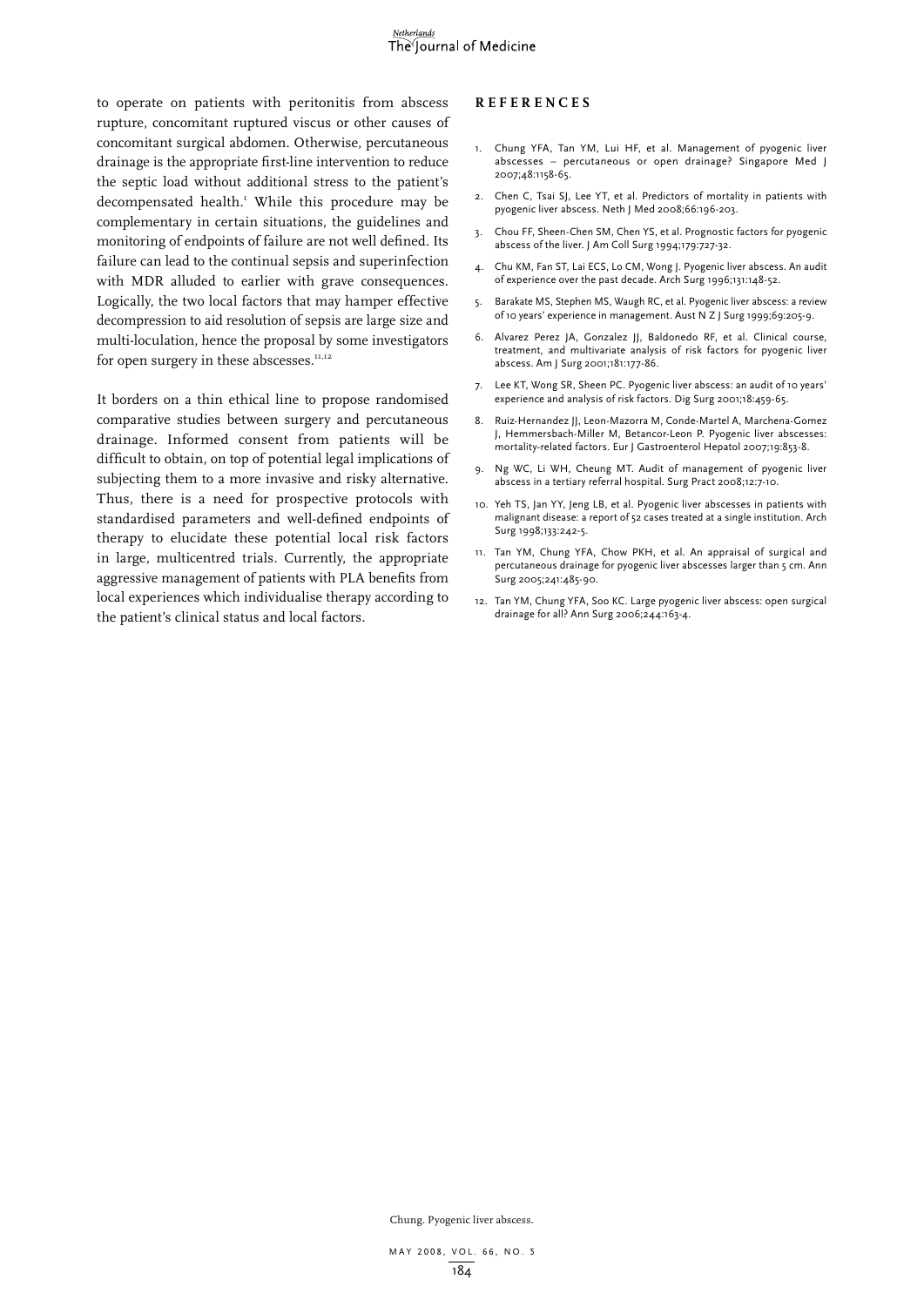to operate on patients with peritonitis from abscess rupture, concomitant ruptured viscus or other causes of concomitant surgical abdomen. Otherwise, percutaneous drainage is the appropriate first-line intervention to reduce the septic load without additional stress to the patient's decompensated health.[1] While this procedure may be complementary in certain situations, the guidelines and monitoring of endpoints of failure are not well defined. Its failure can lead to the continual sepsis and superinfection with MDR alluded to earlier with grave consequences. Logically, the two local factors that may hamper effective decompression to aid resolution of sepsis are large size and multi-loculation, hence the proposal by some investigators for open surgery in these abscesses.[11,12]

It borders on a thin ethical line to propose randomised comparative studies between surgery and percutaneous drainage. Informed consent from patients will be difficult to obtain, on top of potential legal implications of subjecting them to a more invasive and risky alternative. Thus, there is a need for prospective protocols with standardised parameters and well-defined endpoints of therapy to elucidate these potential local risk factors in large, multicentred trials. Currently, the appropriate aggressive management of patients with PLA benefits from local experiences which individualise therapy according to the patient's clinical status and local factors.

## REFERENCES

1. Chung YFA, Tan YM, Lui HF, et al. Management of pyogenic liver abscesses – percutaneous or open drainage? Singapore Med J 2007;48:1158-65.
2. Chen C, Tsai SJ, Lee YT, et al. Predictors of mortality in patients with pyogenic liver abscess. Neth J Med 2008;66:196-203.
3. Chou FF, Sheen-Chen SM, Chen YS, et al. Prognostic factors for pyogenic abscess of the liver. J Am Coll Surg 1994;179:727-32.
4. Chu KM, Fan ST, Lai ECS, Lo CM, Wong J. Pyogenic liver abscess. An audit of experience over the past decade. Arch Surg 1996;131:148-52.
5. Barakate MS, Stephen MS, Waugh RC, et al. Pyogenic liver abscess: a review of 10 years' experience in management. Aust N Z J Surg 1999;69:205-9.
6. Alvarez Perez JA, Gonzalez JJ, Baldonedo RF, et al. Clinical course, treatment, and multivariate analysis of risk factors for pyogenic liver abscess. Am J Surg 2001;181:177-86.
7. Lee KT, Wong SR, Sheen PC. Pyogenic liver abscess: an audit of 10 years' experience and analysis of risk factors. Dig Surg 2001;18:459-65.
8. Ruiz-Hernandez JJ, Leon-Mazorra M, Conde-Martel A, Marchena-Gomez J, Hemmersbach-Miller M, Betancor-Leon P. Pyogenic liver abscesses: mortality-related factors. Eur J Gastroenterol Hepatol 2007;19:853-8.
9. Ng WC, Li WH, Cheung MT. Audit of management of pyogenic liver abscess in a tertiary referral hospital. Surg Pract 2008;12:7-10.
10. Yeh TS, Jan YY, Jeng LB, et al. Pyogenic liver abscesses in patients with malignant disease: a report of 52 cases treated at a single institution. Arch Surg 1998;133:242-5.
11. Tan YM, Chung YFA, Chow PKH, et al. An appraisal of surgical and percutaneous drainage for pyogenic liver abscesses larger than 5 cm. Ann Surg 2005;241:485-90.
12. Tan YM, Chung YFA, Soo KC. Large pyogenic liver abscess: open surgical drainage for all? Ann Surg 2006;244:163-4.